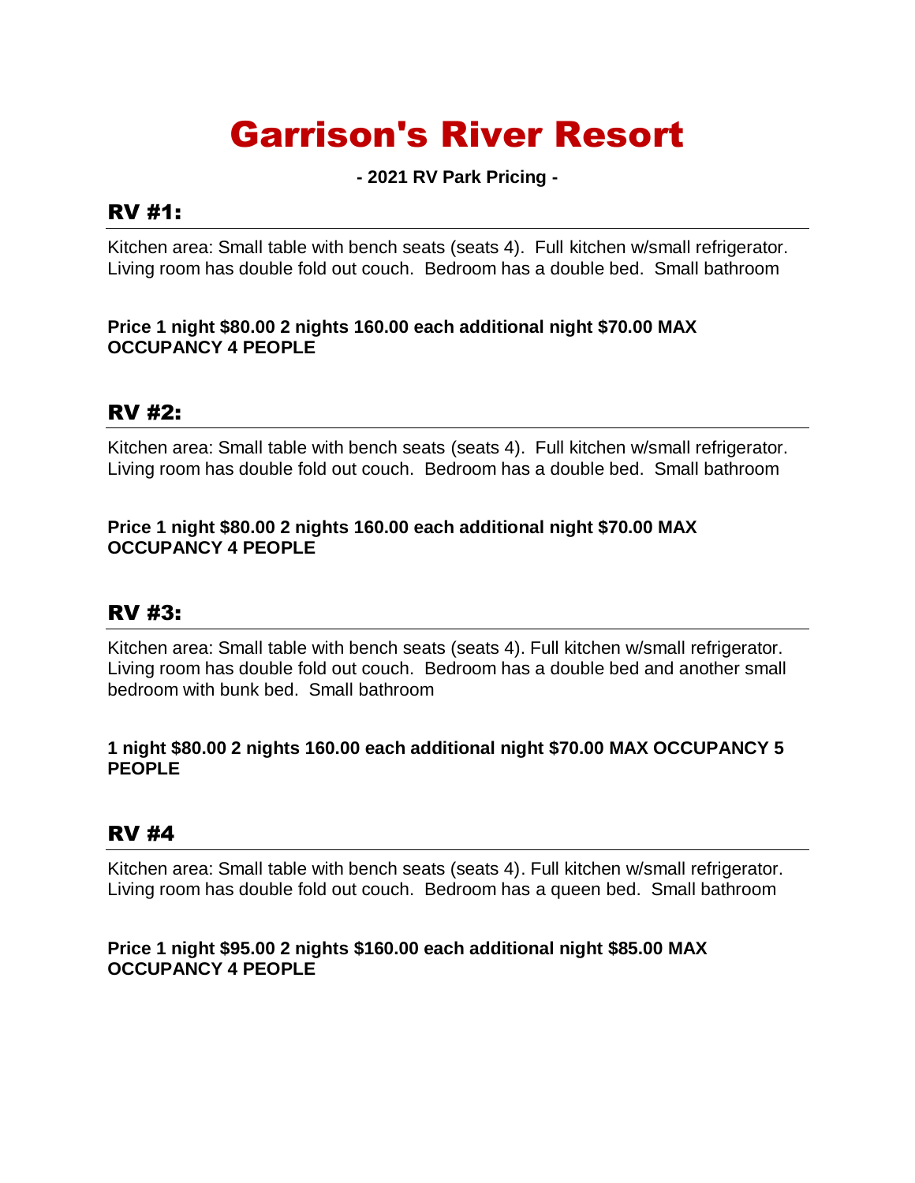# Garrison's River Resort

**- 2021 RV Park Pricing -**

## RV #1:

Kitchen area: Small table with bench seats (seats 4). Full kitchen w/small refrigerator. Living room has double fold out couch. Bedroom has a double bed. Small bathroom

**Price 1 night $80.00 2 nights 160.00 each additional night $70.00 MAX OCCUPANCY 4 PEOPLE**

## RV #2:

Kitchen area: Small table with bench seats (seats 4). Full kitchen w/small refrigerator. Living room has double fold out couch. Bedroom has a double bed. Small bathroom

**Price 1 night $80.00 2 nights 160.00 each additional night $70.00 MAX OCCUPANCY 4 PEOPLE**

## RV #3:

Kitchen area: Small table with bench seats (seats 4). Full kitchen w/small refrigerator. Living room has double fold out couch. Bedroom has a double bed and another small bedroom with bunk bed. Small bathroom

**1 night $80.00 2 nights 160.00 each additional night $70.00 MAX OCCUPANCY 5 PEOPLE**

## RV #4

Kitchen area: Small table with bench seats (seats 4). Full kitchen w/small refrigerator. Living room has double fold out couch. Bedroom has a queen bed. Small bathroom

**Price 1 night $95.00 2 nights $160.00 each additional night $85.00 MAX OCCUPANCY 4 PEOPLE**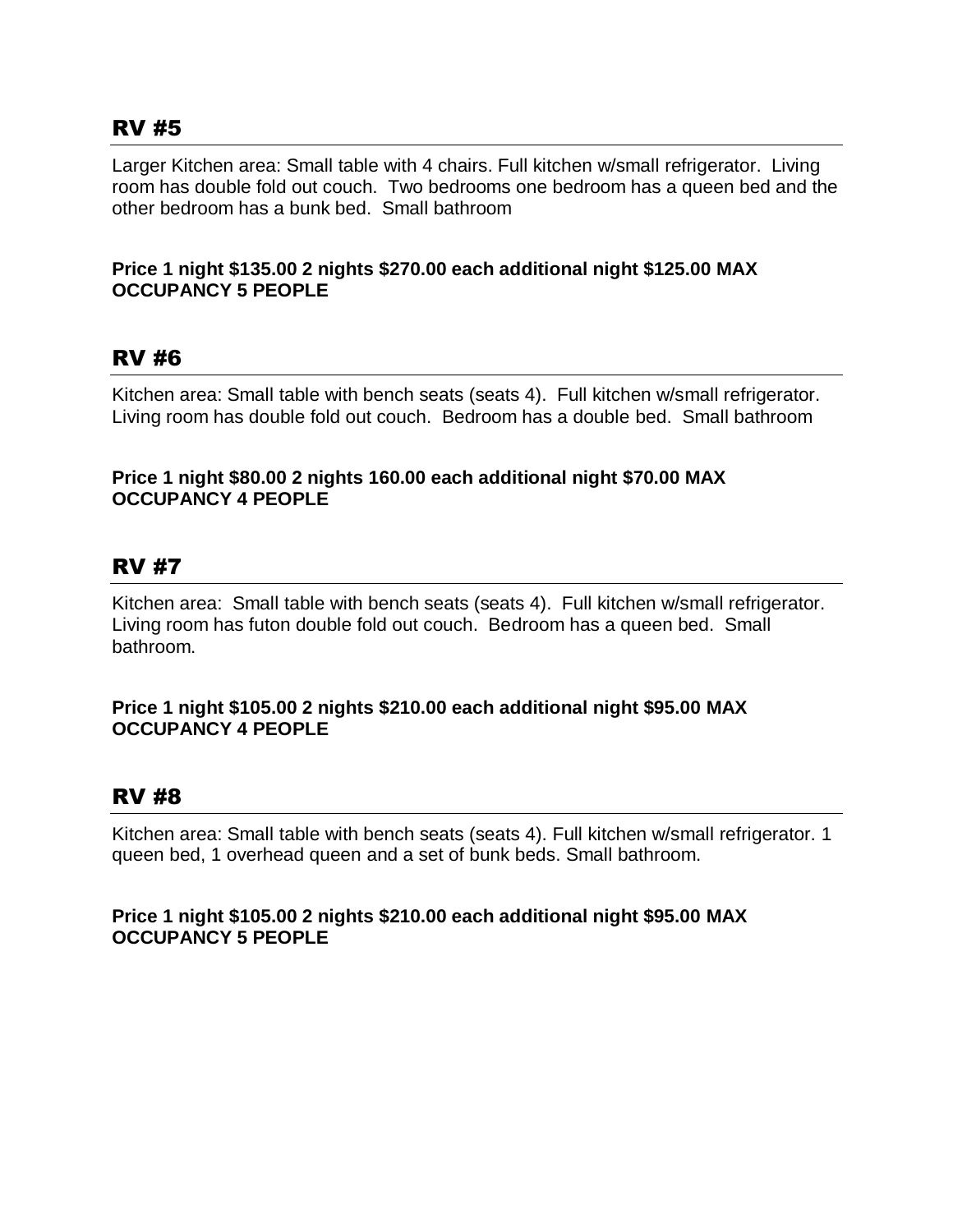## RV #5

Larger Kitchen area: Small table with 4 chairs. Full kitchen w/small refrigerator. Living room has double fold out couch. Two bedrooms one bedroom has a queen bed and the other bedroom has a bunk bed. Small bathroom

**Price 1 night $135.00 2 nights $270.00 each additional night $125.00 MAX OCCUPANCY 5 PEOPLE**

## RV #6

Kitchen area: Small table with bench seats (seats 4). Full kitchen w/small refrigerator. Living room has double fold out couch. Bedroom has a double bed. Small bathroom

**Price 1 night $80.00 2 nights 160.00 each additional night $70.00 MAX OCCUPANCY 4 PEOPLE**

## RV #7

Kitchen area: Small table with bench seats (seats 4). Full kitchen w/small refrigerator. Living room has futon double fold out couch. Bedroom has a queen bed. Small bathroom.

**Price 1 night $105.00 2 nights $210.00 each additional night $95.00 MAX OCCUPANCY 4 PEOPLE**

## RV #8

Kitchen area: Small table with bench seats (seats 4). Full kitchen w/small refrigerator. 1 queen bed, 1 overhead queen and a set of bunk beds. Small bathroom.

**Price 1 night $105.00 2 nights $210.00 each additional night $95.00 MAX OCCUPANCY 5 PEOPLE**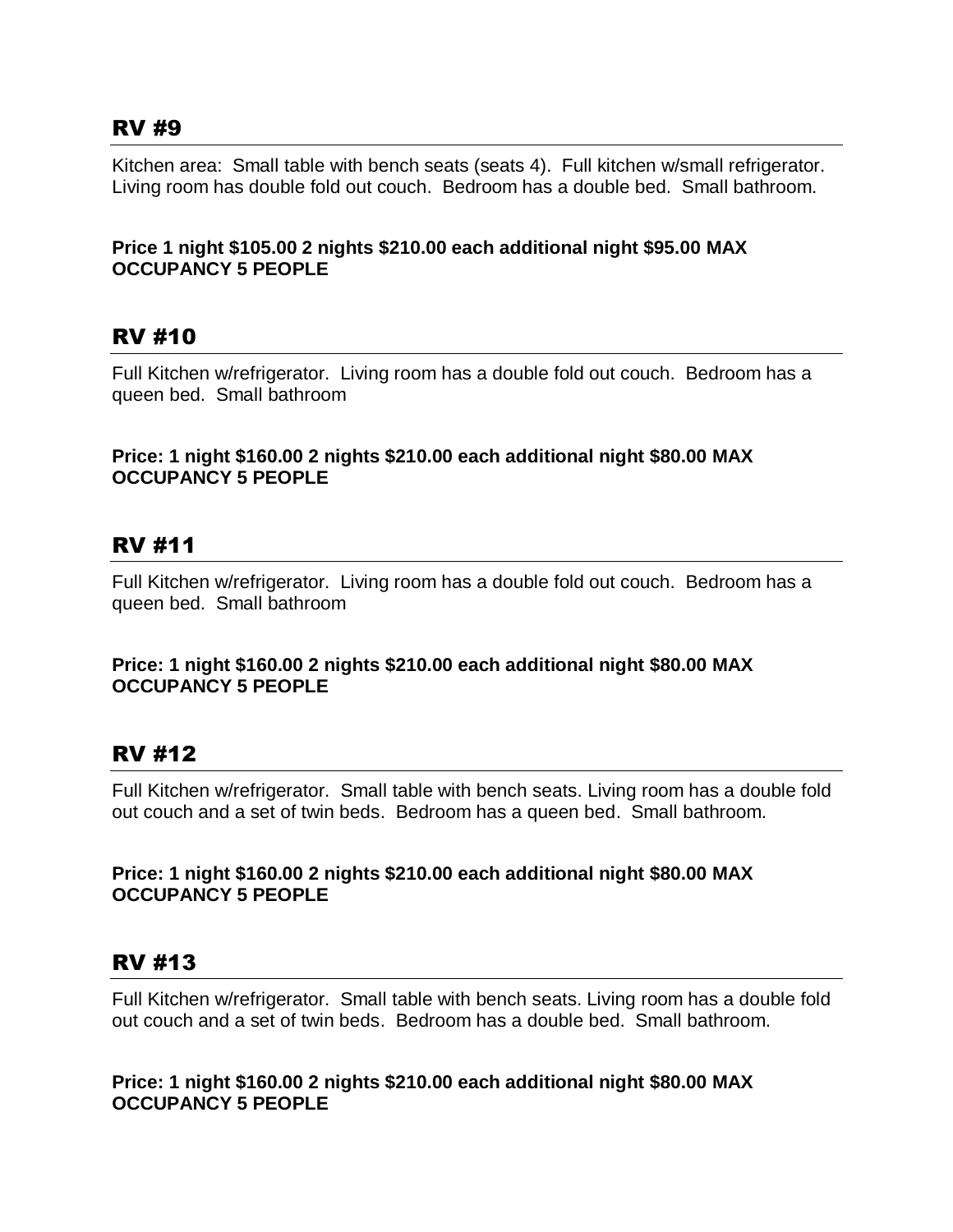## RV #9

Kitchen area: Small table with bench seats (seats 4). Full kitchen w/small refrigerator. Living room has double fold out couch. Bedroom has a double bed. Small bathroom.

**Price 1 night $105.00 2 nights $210.00 each additional night $95.00 MAX OCCUPANCY 5 PEOPLE**

## RV #10

Full Kitchen w/refrigerator. Living room has a double fold out couch. Bedroom has a queen bed. Small bathroom

**Price: 1 night $160.00 2 nights $210.00 each additional night $80.00 MAX OCCUPANCY 5 PEOPLE**

## RV #11

Full Kitchen w/refrigerator. Living room has a double fold out couch. Bedroom has a queen bed. Small bathroom

**Price: 1 night $160.00 2 nights $210.00 each additional night $80.00 MAX OCCUPANCY 5 PEOPLE**

## RV #12

Full Kitchen w/refrigerator. Small table with bench seats. Living room has a double fold out couch and a set of twin beds. Bedroom has a queen bed. Small bathroom.

**Price: 1 night $160.00 2 nights $210.00 each additional night $80.00 MAX OCCUPANCY 5 PEOPLE**

## RV #13

Full Kitchen w/refrigerator. Small table with bench seats. Living room has a double fold out couch and a set of twin beds. Bedroom has a double bed. Small bathroom.

**Price: 1 night $160.00 2 nights $210.00 each additional night $80.00 MAX OCCUPANCY 5 PEOPLE**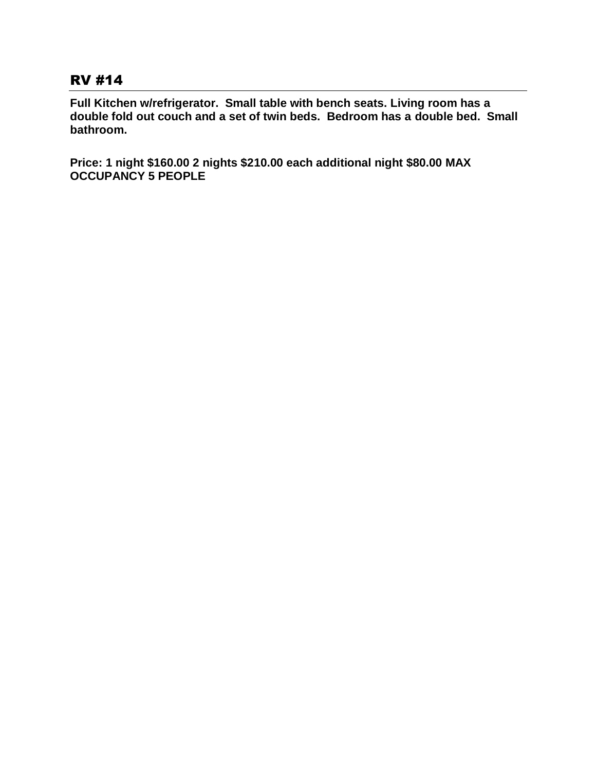## RV #14

**Full Kitchen w/refrigerator. Small table with bench seats. Living room has a double fold out couch and a set of twin beds. Bedroom has a double bed. Small bathroom.**

**Price: 1 night $160.00 2 nights $210.00 each additional night $80.00 MAX OCCUPANCY 5 PEOPLE**